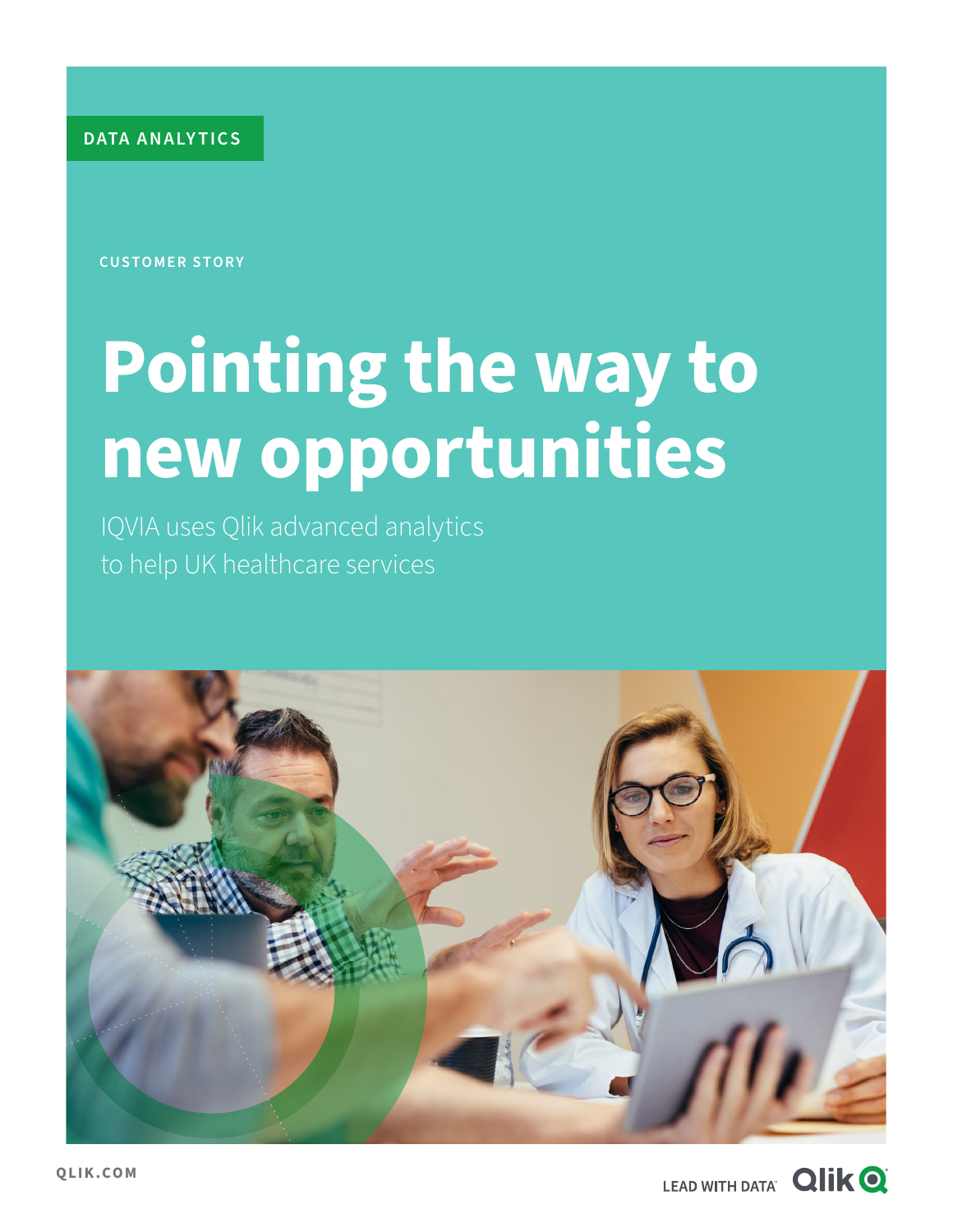DATA ANALYTICS

CUSTOMER STORY

# Pointing the way to new opportunities

IQVIA uses Qlik advanced analytics to help UK healthcare services

QLIK.COM

LEAD WITH DATA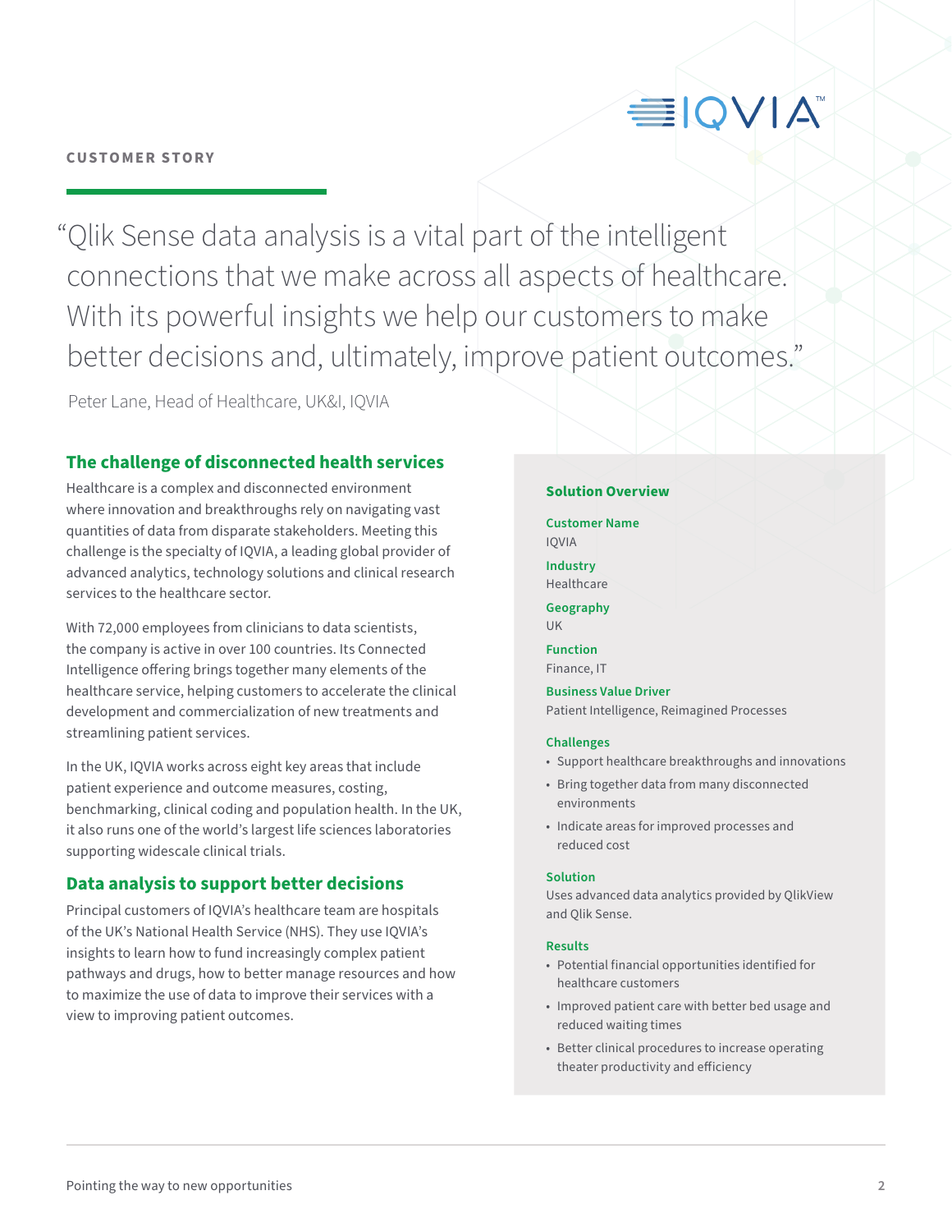CUSTOMER STORY

> "Qlik Sense data analysis is a vital part of the intelligent connections that we make across all aspects of healthcare. With its powerful insights we help our customers to make better decisions and, ultimately, improve patient outcomes."
>
> Peter Lane, Head of Healthcare, UK&I, IQVIA

## The challenge of disconnected health services

Healthcare is a complex and disconnected environment where innovation and breakthroughs rely on navigating vast quantities of data from disparate stakeholders. Meeting this challenge is the specialty of IQVIA, a leading global provider of advanced analytics, technology solutions and clinical research services to the healthcare sector.

With 72,000 employees from clinicians to data scientists, the company is active in over 100 countries. Its Connected Intelligence offering brings together many elements of the healthcare service, helping customers to accelerate the clinical development and commercialization of new treatments and streamlining patient services.

In the UK, IQVIA works across eight key areas that include patient experience and outcome measures, costing, benchmarking, clinical coding and population health. In the UK, it also runs one of the world's largest life sciences laboratories supporting widescale clinical trials.

## Data analysis to support better decisions

Principal customers of IQVIA's healthcare team are hospitals of the UK's National Health Service (NHS). They use IQVIA's insights to learn how to fund increasingly complex patient pathways and drugs, how to better manage resources and how to maximize the use of data to improve their services with a view to improving patient outcomes.

### Solution Overview

**Customer Name**
IQVIA

**Industry**
Healthcare

**Geography**
UK

**Function**
Finance, IT

**Business Value Driver**
Patient Intelligence, Reimagined Processes

**Challenges**

- Support healthcare breakthroughs and innovations
- Bring together data from many disconnected environments
- Indicate areas for improved processes and reduced cost

**Solution**
Uses advanced data analytics provided by QlikView and Qlik Sense.

**Results**

- Potential financial opportunities identified for healthcare customers
- Improved patient care with better bed usage and reduced waiting times
- Better clinical procedures to increase operating theater productivity and efficiency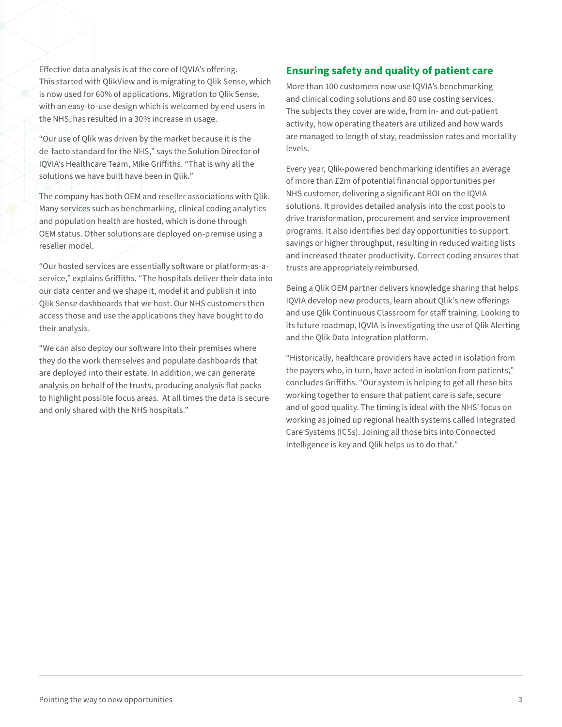Effective data analysis is at the core of IQVIA's offering. This started with QlikView and is migrating to Qlik Sense, which is now used for 60% of applications. Migration to Qlik Sense, with an easy-to-use design which is welcomed by end users in the NHS, has resulted in a 30% increase in usage.

"Our use of Qlik was driven by the market because it is the de-facto standard for the NHS," says the Solution Director of IQVIA's Healthcare Team, Mike Griffiths. "That is why all the solutions we have built have been in Qlik."

The company has both OEM and reseller associations with Qlik. Many services such as benchmarking, clinical coding analytics and population health are hosted, which is done through OEM status. Other solutions are deployed on-premise using a reseller model.

"Our hosted services are essentially software or platform-as-a-service," explains Griffiths. "The hospitals deliver their data into our data center and we shape it, model it and publish it into Qlik Sense dashboards that we host. Our NHS customers then access those and use the applications they have bought to do their analysis.

"We can also deploy our software into their premises where they do the work themselves and populate dashboards that are deployed into their estate. In addition, we can generate analysis on behalf of the trusts, producing analysis flat packs to highlight possible focus areas. At all times the data is secure and only shared with the NHS hospitals."

## Ensuring safety and quality of patient care

More than 100 customers now use IQVIA's benchmarking and clinical coding solutions and 80 use costing services. The subjects they cover are wide, from in- and out-patient activity, how operating theaters are utilized and how wards are managed to length of stay, readmission rates and mortality levels.

Every year, Qlik-powered benchmarking identifies an average of more than £2m of potential financial opportunities per NHS customer, delivering a significant ROI on the IQVIA solutions. It provides detailed analysis into the cost pools to drive transformation, procurement and service improvement programs. It also identifies bed day opportunities to support savings or higher throughput, resulting in reduced waiting lists and increased theater productivity. Correct coding ensures that trusts are appropriately reimbursed.

Being a Qlik OEM partner delivers knowledge sharing that helps IQVIA develop new products, learn about Qlik's new offerings and use Qlik Continuous Classroom for staff training. Looking to its future roadmap, IQVIA is investigating the use of Qlik Alerting and the Qlik Data Integration platform.

"Historically, healthcare providers have acted in isolation from the payers who, in turn, have acted in isolation from patients," concludes Griffiths. "Our system is helping to get all these bits working together to ensure that patient care is safe, secure and of good quality. The timing is ideal with the NHS' focus on working as joined up regional health systems called Integrated Care Systems (ICSs). Joining all those bits into Connected Intelligence is key and Qlik helps us to do that."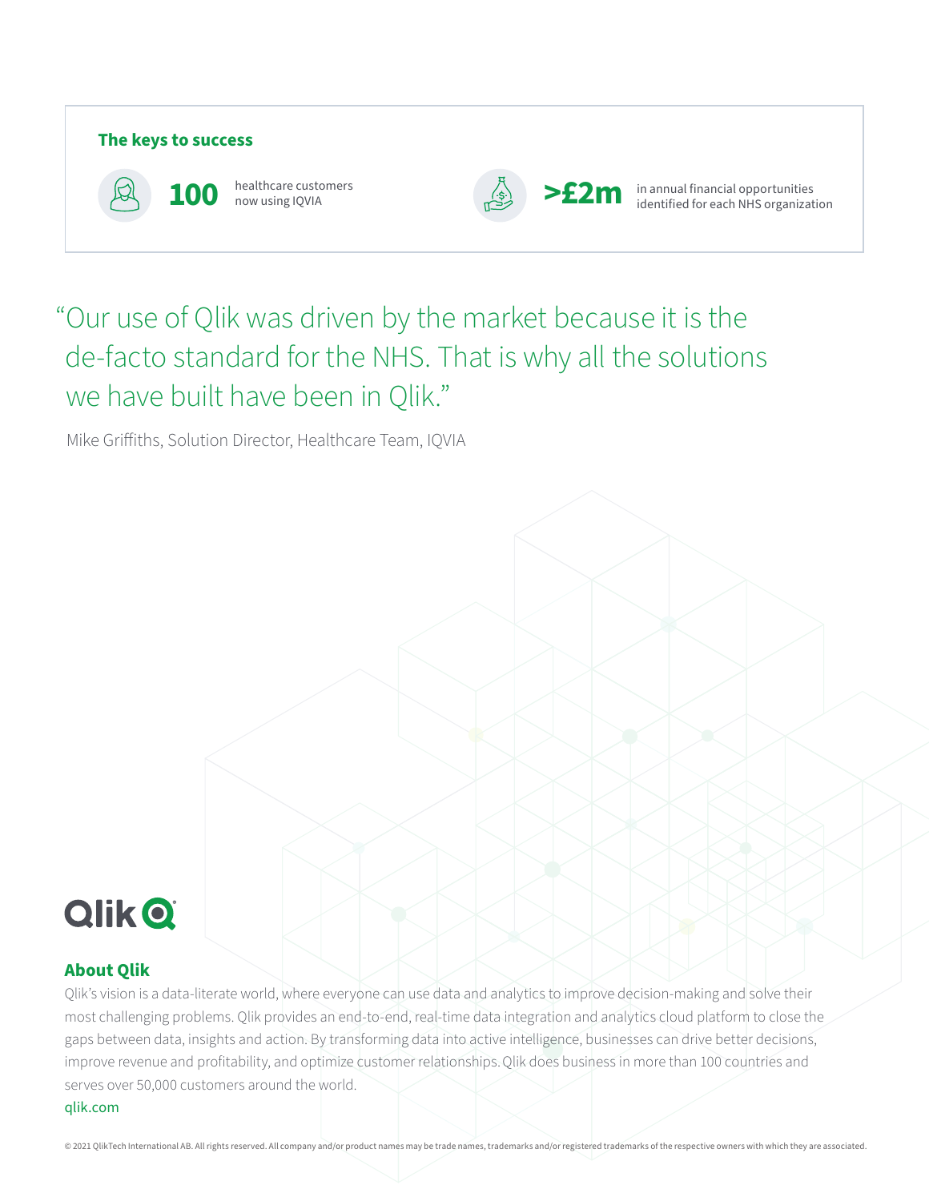## The keys to success

**100** healthcare customers now using IQVIA

**>£2m** in annual financial opportunities identified for each NHS organization

"Our use of Qlik was driven by the market because it is the de-facto standard for the NHS. That is why all the solutions we have built have been in Qlik."

Mike Griffiths, Solution Director, Healthcare Team, IQVIA

Qlik

## About Qlik

Qlik's vision is a data-literate world, where everyone can use data and analytics to improve decision-making and solve their most challenging problems. Qlik provides an end-to-end, real-time data integration and analytics cloud platform to close the gaps between data, insights and action. By transforming data into active intelligence, businesses can drive better decisions, improve revenue and profitability, and optimize customer relationships. Qlik does business in more than 100 countries and serves over 50,000 customers around the world.

qlik.com

© 2021 QlikTech International AB. All rights reserved. All company and/or product names may be trade names, trademarks and/or registered trademarks of the respective owners with which they are associated.